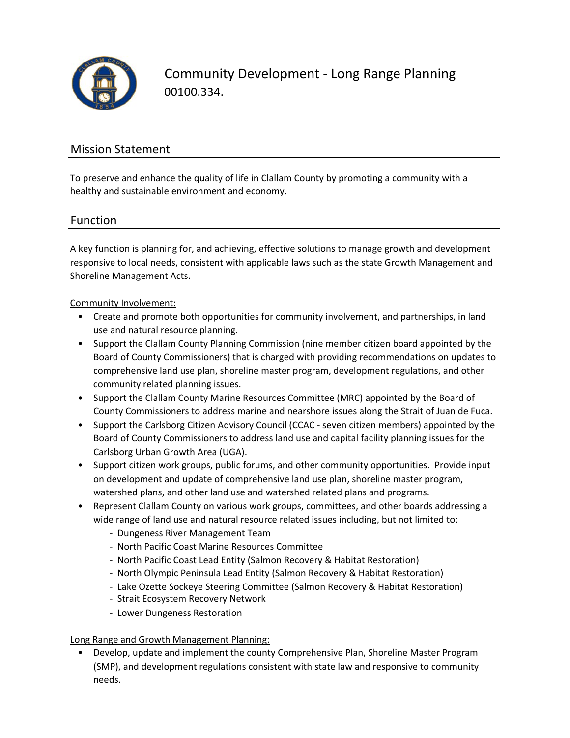# Community Development - Long Range Planning

00100.334.

## Mission Statement

To preserve and enhance the quality of life in Clallam County by promoting a community with a healthy and sustainable environment and economy.

## Function

A key function is planning for, and achieving, effective solutions to manage growth and development responsive to local needs, consistent with applicable laws such as the state Growth Management and Shoreline Management Acts.

Community Involvement:

- Create and promote both opportunities for community involvement, and partnerships, in land use and natural resource planning.
- Support the Clallam County Planning Commission (nine member citizen board appointed by the Board of County Commissioners) that is charged with providing recommendations on updates to comprehensive land use plan, shoreline master program, development regulations, and other community related planning issues.
- Support the Clallam County Marine Resources Committee (MRC) appointed by the Board of County Commissioners to address marine and nearshore issues along the Strait of Juan de Fuca.
- Support the Carlsborg Citizen Advisory Council (CCAC - seven citizen members) appointed by the Board of County Commissioners to address land use and capital facility planning issues for the Carlsborg Urban Growth Area (UGA).
- Support citizen work groups, public forums, and other community opportunities. Provide input on development and update of comprehensive land use plan, shoreline master program, watershed plans, and other land use and watershed related plans and programs.
- Represent Clallam County on various work groups, committees, and other boards addressing a wide range of land use and natural resource related issues including, but not limited to:
  - Dungeness River Management Team
  - North Pacific Coast Marine Resources Committee
  - North Pacific Coast Lead Entity (Salmon Recovery & Habitat Restoration)
  - North Olympic Peninsula Lead Entity (Salmon Recovery & Habitat Restoration)
  - Lake Ozette Sockeye Steering Committee (Salmon Recovery & Habitat Restoration)
  - Strait Ecosystem Recovery Network
  - Lower Dungeness Restoration

Long Range and Growth Management Planning:

- Develop, update and implement the county Comprehensive Plan, Shoreline Master Program (SMP), and development regulations consistent with state law and responsive to community needs.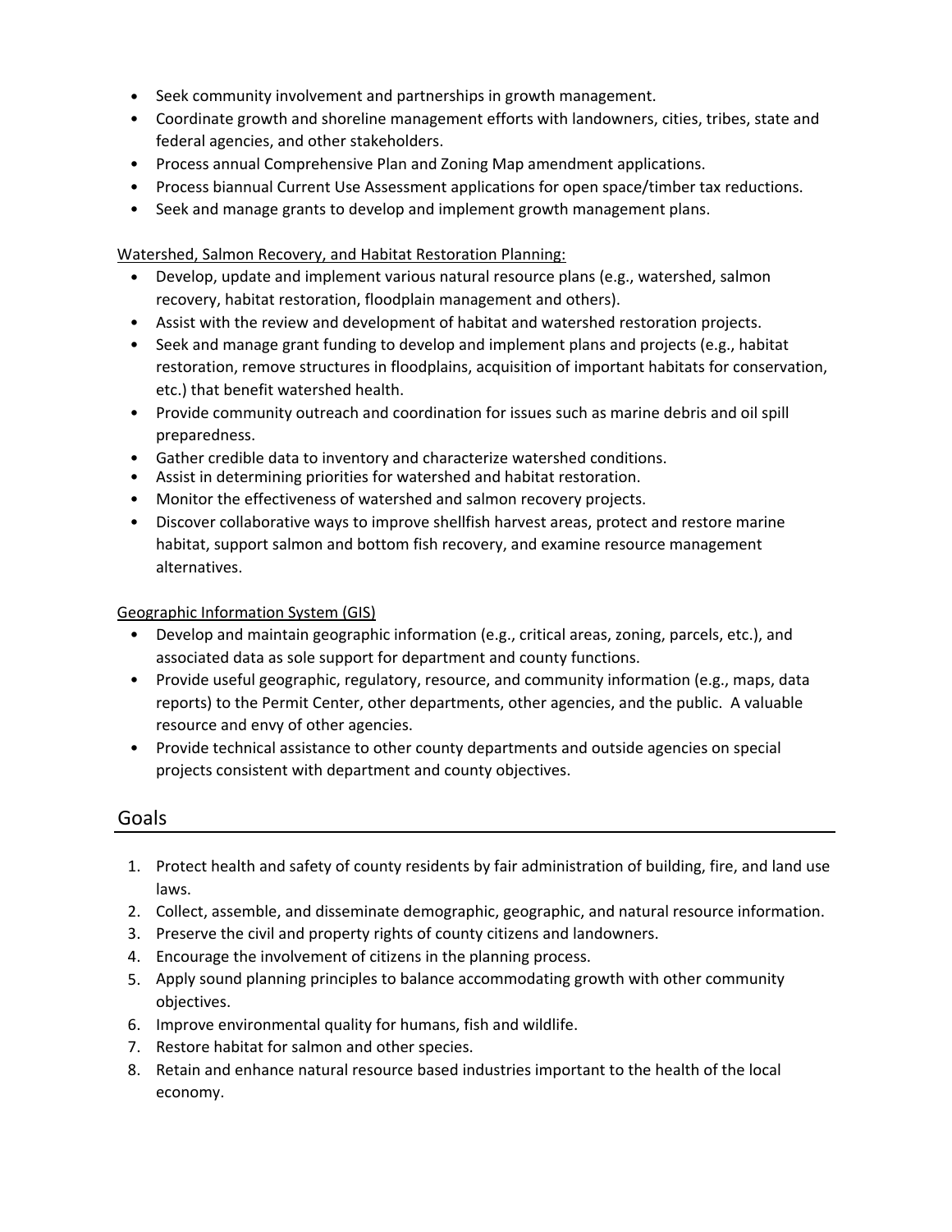- Seek community involvement and partnerships in growth management.
- Coordinate growth and shoreline management efforts with landowners, cities, tribes, state and federal agencies, and other stakeholders.
- Process annual Comprehensive Plan and Zoning Map amendment applications.
- Process biannual Current Use Assessment applications for open space/timber tax reductions.
- Seek and manage grants to develop and implement growth management plans.

Watershed, Salmon Recovery, and Habitat Restoration Planning:

- Develop, update and implement various natural resource plans (e.g., watershed, salmon recovery, habitat restoration, floodplain management and others).
- Assist with the review and development of habitat and watershed restoration projects.
- Seek and manage grant funding to develop and implement plans and projects (e.g., habitat restoration, remove structures in floodplains, acquisition of important habitats for conservation, etc.) that benefit watershed health.
- Provide community outreach and coordination for issues such as marine debris and oil spill preparedness.
- Gather credible data to inventory and characterize watershed conditions.
- Assist in determining priorities for watershed and habitat restoration.
- Monitor the effectiveness of watershed and salmon recovery projects.
- Discover collaborative ways to improve shellfish harvest areas, protect and restore marine habitat, support salmon and bottom fish recovery, and examine resource management alternatives.

Geographic Information System (GIS)

- Develop and maintain geographic information (e.g., critical areas, zoning, parcels, etc.), and associated data as sole support for department and county functions.
- Provide useful geographic, regulatory, resource, and community information (e.g., maps, data reports) to the Permit Center, other departments, other agencies, and the public. A valuable resource and envy of other agencies.
- Provide technical assistance to other county departments and outside agencies on special projects consistent with department and county objectives.

## Goals

1. Protect health and safety of county residents by fair administration of building, fire, and land use laws.
2. Collect, assemble, and disseminate demographic, geographic, and natural resource information.
3. Preserve the civil and property rights of county citizens and landowners.
4. Encourage the involvement of citizens in the planning process.
5. Apply sound planning principles to balance accommodating growth with other community objectives.
6. Improve environmental quality for humans, fish and wildlife.
7. Restore habitat for salmon and other species.
8. Retain and enhance natural resource based industries important to the health of the local economy.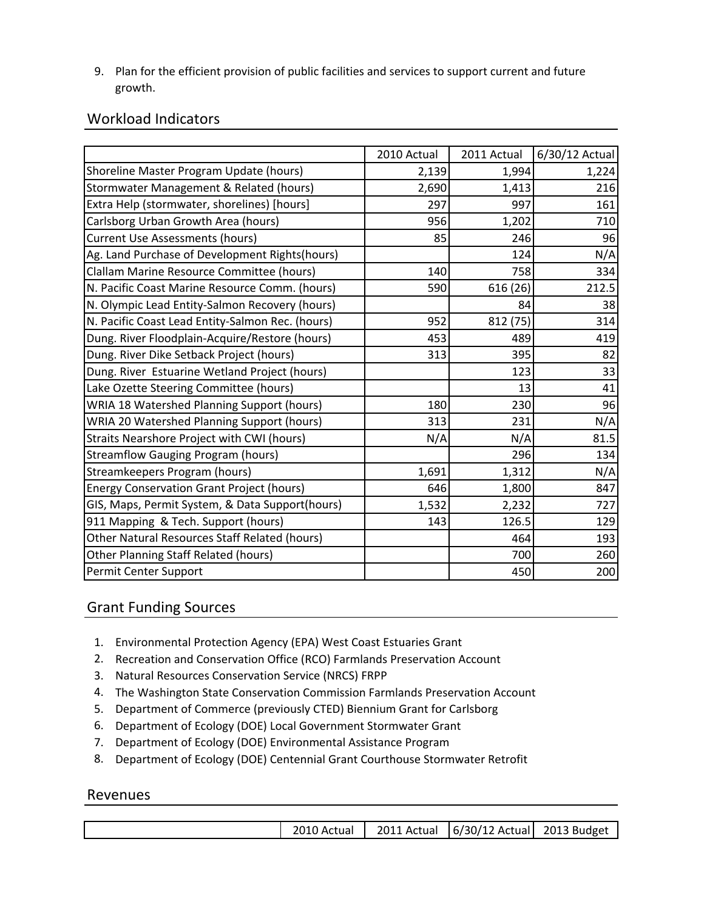9. Plan for the efficient provision of public facilities and services to support current and future growth.

## Workload Indicators

| | 2010 Actual | 2011 Actual | 6/30/12 Actual |
|---|---|---|---|
| Shoreline Master Program Update (hours) | 2,139 | 1,994 | 1,224 |
| Stormwater Management & Related (hours) | 2,690 | 1,413 | 216 |
| Extra Help (stormwater, shorelines) [hours] | 297 | 997 | 161 |
| Carlsborg Urban Growth Area (hours) | 956 | 1,202 | 710 |
| Current Use Assessments (hours) | 85 | 246 | 96 |
| Ag. Land Purchase of Development Rights(hours) | | 124 | N/A |
| Clallam Marine Resource Committee (hours) | 140 | 758 | 334 |
| N. Pacific Coast Marine Resource Comm. (hours) | 590 | 616 (26) | 212.5 |
| N. Olympic Lead Entity-Salmon Recovery (hours) | | 84 | 38 |
| N. Pacific Coast Lead Entity-Salmon Rec. (hours) | 952 | 812 (75) | 314 |
| Dung. River Floodplain-Acquire/Restore (hours) | 453 | 489 | 419 |
| Dung. River Dike Setback Project (hours) | 313 | 395 | 82 |
| Dung. River Estuarine Wetland Project (hours) | | 123 | 33 |
| Lake Ozette Steering Committee (hours) | | 13 | 41 |
| WRIA 18 Watershed Planning Support (hours) | 180 | 230 | 96 |
| WRIA 20 Watershed Planning Support (hours) | 313 | 231 | N/A |
| Straits Nearshore Project with CWI (hours) | N/A | N/A | 81.5 |
| Streamflow Gauging Program (hours) | | 296 | 134 |
| Streamkeepers Program (hours) | 1,691 | 1,312 | N/A |
| Energy Conservation Grant Project (hours) | 646 | 1,800 | 847 |
| GIS, Maps, Permit System, & Data Support(hours) | 1,532 | 2,232 | 727 |
| 911 Mapping & Tech. Support (hours) | 143 | 126.5 | 129 |
| Other Natural Resources Staff Related (hours) | | 464 | 193 |
| Other Planning Staff Related (hours) | | 700 | 260 |
| Permit Center Support | | 450 | 200 |

## Grant Funding Sources

1. Environmental Protection Agency (EPA) West Coast Estuaries Grant
2. Recreation and Conservation Office (RCO) Farmlands Preservation Account
3. Natural Resources Conservation Service (NRCS) FRPP
4. The Washington State Conservation Commission Farmlands Preservation Account
5. Department of Commerce (previously CTED) Biennium Grant for Carlsborg
6. Department of Ecology (DOE) Local Government Stormwater Grant
7. Department of Ecology (DOE) Environmental Assistance Program
8. Department of Ecology (DOE) Centennial Grant Courthouse Stormwater Retrofit

## Revenues

| | 2010 Actual | 2011 Actual | 6/30/12 Actual | 2013 Budget |
|---|---|---|---|---|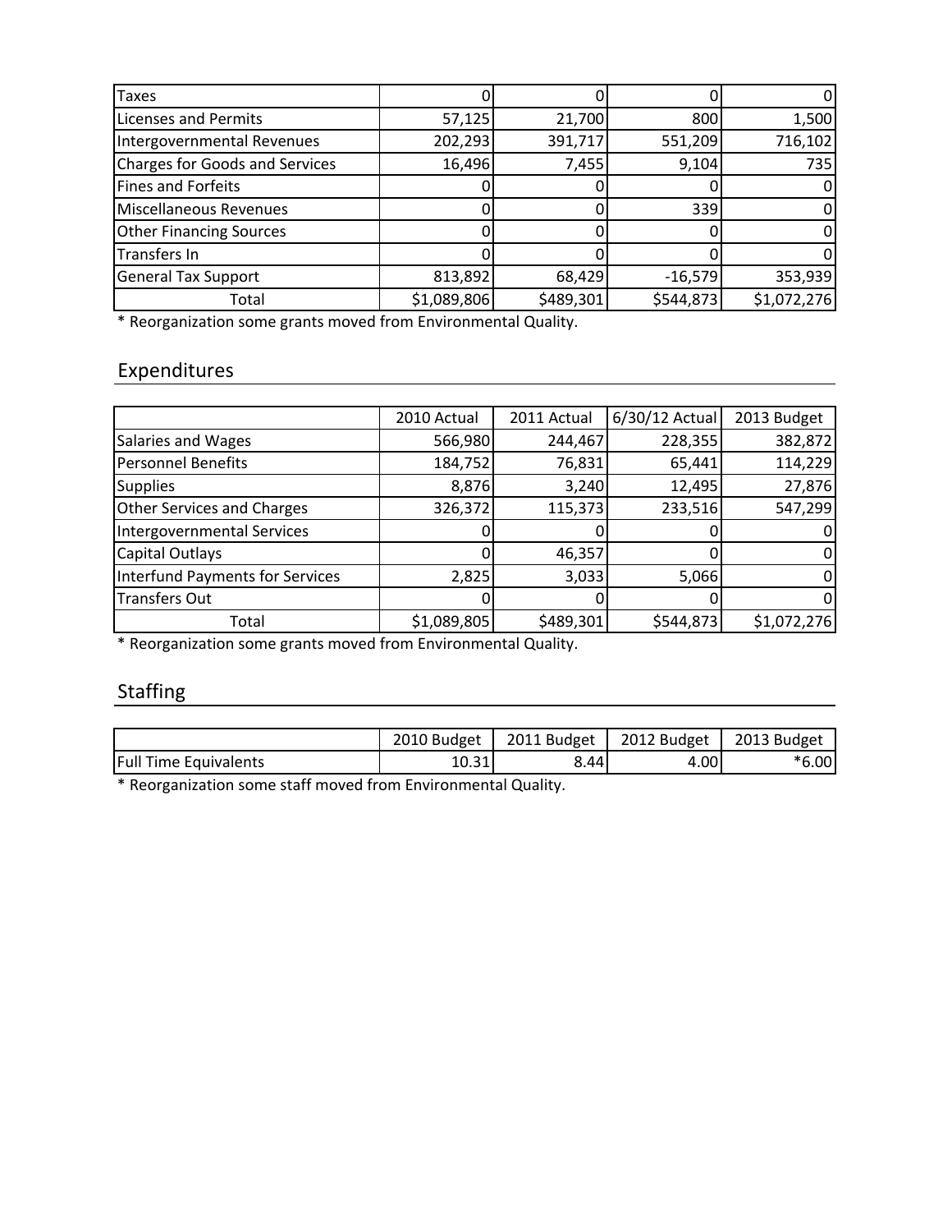| | | | | |
|---|---|---|---|---|
| Taxes | 0 | 0 | 0 | 0 |
| Licenses and Permits | 57,125 | 21,700 | 800 | 1,500 |
| Intergovernmental Revenues | 202,293 | 391,717 | 551,209 | 716,102 |
| Charges for Goods and Services | 16,496 | 7,455 | 9,104 | 735 |
| Fines and Forfeits | 0 | 0 | 0 | 0 |
| Miscellaneous Revenues | 0 | 0 | 339 | 0 |
| Other Financing Sources | 0 | 0 | 0 | 0 |
| Transfers In | 0 | 0 | 0 | 0 |
| General Tax Support | 813,892 | 68,429 | -16,579 | 353,939 |
| Total | $1,089,806 | $489,301 | $544,873 | $1,072,276 |

* Reorganization some grants moved from Environmental Quality.

## Expenditures

| | 2010 Actual | 2011 Actual | 6/30/12 Actual | 2013 Budget |
|---|---|---|---|---|
| Salaries and Wages | 566,980 | 244,467 | 228,355 | 382,872 |
| Personnel Benefits | 184,752 | 76,831 | 65,441 | 114,229 |
| Supplies | 8,876 | 3,240 | 12,495 | 27,876 |
| Other Services and Charges | 326,372 | 115,373 | 233,516 | 547,299 |
| Intergovernmental Services | 0 | 0 | 0 | 0 |
| Capital Outlays | 0 | 46,357 | 0 | 0 |
| Interfund Payments for Services | 2,825 | 3,033 | 5,066 | 0 |
| Transfers Out | 0 | 0 | 0 | 0 |
| Total | $1,089,805 | $489,301 | $544,873 | $1,072,276 |

* Reorganization some grants moved from Environmental Quality.

## Staffing

| | 2010 Budget | 2011 Budget | 2012 Budget | 2013 Budget |
|---|---|---|---|---|
| Full Time Equivalents | 10.31 | 8.44 | 4.00 | *6.00 |

* Reorganization some staff moved from Environmental Quality.